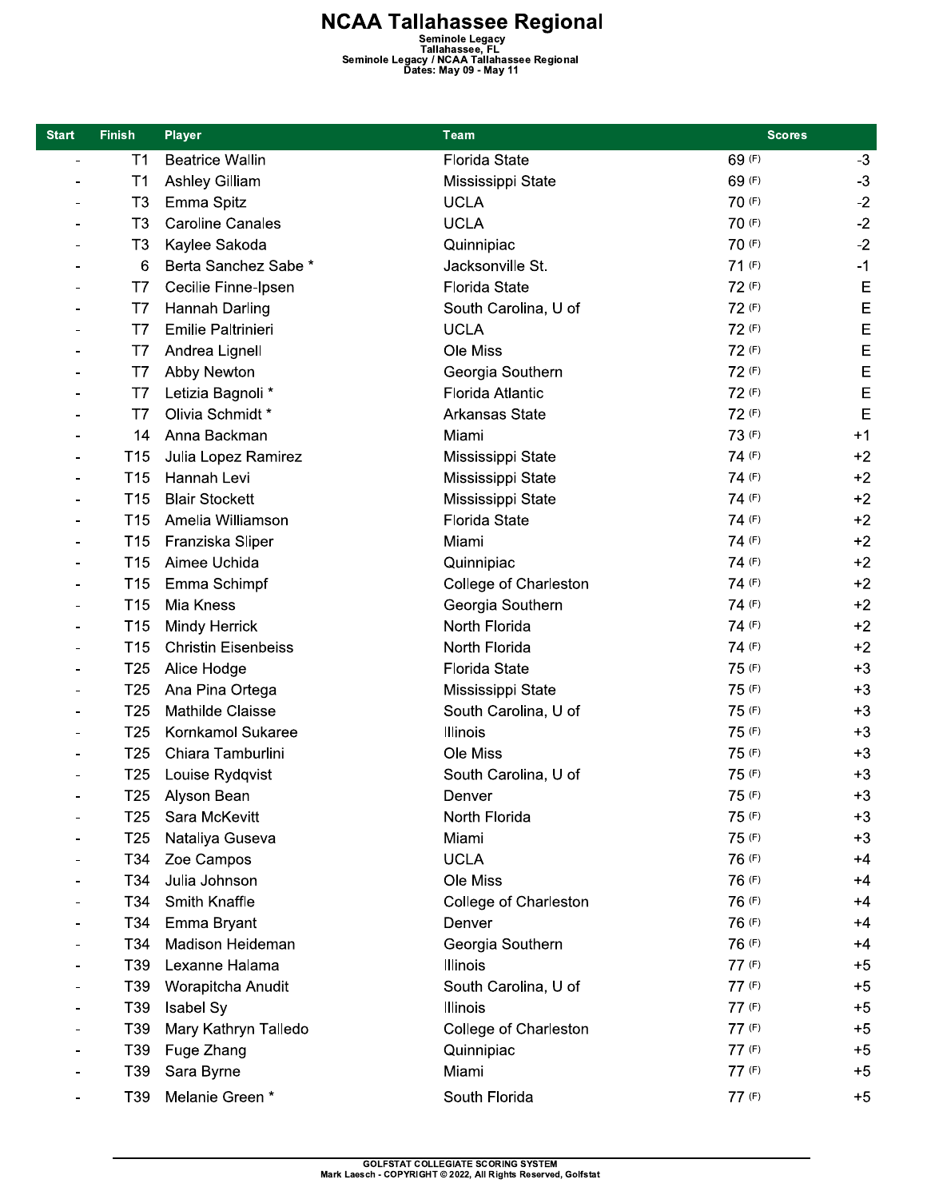# NCAA Tallahassee Regional

Seminole Legacy
Tallahassee, FL
Seminole Legacy / NCAA Tallahassee Regional
Dates: May 09 - May 11

| Start | Finish | Player | Team | Scores | |
|---|---|---|---|---|---|
| - | T1 | Beatrice Wallin | Florida State | 69 (F) | -3 |
| - | T1 | Ashley Gilliam | Mississippi State | 69 (F) | -3 |
| - | T3 | Emma Spitz | UCLA | 70 (F) | -2 |
| - | T3 | Caroline Canales | UCLA | 70 (F) | -2 |
| - | T3 | Kaylee Sakoda | Quinnipiac | 70 (F) | -2 |
| - | 6 | Berta Sanchez Sabe * | Jacksonville St. | 71 (F) | -1 |
| - | T7 | Cecilie Finne-Ipsen | Florida State | 72 (F) | E |
| - | T7 | Hannah Darling | South Carolina, U of | 72 (F) | E |
| - | T7 | Emilie Paltrinieri | UCLA | 72 (F) | E |
| - | T7 | Andrea Lignell | Ole Miss | 72 (F) | E |
| - | T7 | Abby Newton | Georgia Southern | 72 (F) | E |
| - | T7 | Letizia Bagnoli * | Florida Atlantic | 72 (F) | E |
| - | T7 | Olivia Schmidt * | Arkansas State | 72 (F) | E |
| - | 14 | Anna Backman | Miami | 73 (F) | +1 |
| - | T15 | Julia Lopez Ramirez | Mississippi State | 74 (F) | +2 |
| - | T15 | Hannah Levi | Mississippi State | 74 (F) | +2 |
| - | T15 | Blair Stockett | Mississippi State | 74 (F) | +2 |
| - | T15 | Amelia Williamson | Florida State | 74 (F) | +2 |
| - | T15 | Franziska Sliper | Miami | 74 (F) | +2 |
| - | T15 | Aimee Uchida | Quinnipiac | 74 (F) | +2 |
| - | T15 | Emma Schimpf | College of Charleston | 74 (F) | +2 |
| - | T15 | Mia Kness | Georgia Southern | 74 (F) | +2 |
| - | T15 | Mindy Herrick | North Florida | 74 (F) | +2 |
| - | T15 | Christin Eisenbeiss | North Florida | 74 (F) | +2 |
| - | T25 | Alice Hodge | Florida State | 75 (F) | +3 |
| - | T25 | Ana Pina Ortega | Mississippi State | 75 (F) | +3 |
| - | T25 | Mathilde Claisse | South Carolina, U of | 75 (F) | +3 |
| - | T25 | Kornkamol Sukaree | Illinois | 75 (F) | +3 |
| - | T25 | Chiara Tamburlini | Ole Miss | 75 (F) | +3 |
| - | T25 | Louise Rydqvist | South Carolina, U of | 75 (F) | +3 |
| - | T25 | Alyson Bean | Denver | 75 (F) | +3 |
| - | T25 | Sara McKevitt | North Florida | 75 (F) | +3 |
| - | T25 | Nataliya Guseva | Miami | 75 (F) | +3 |
| - | T34 | Zoe Campos | UCLA | 76 (F) | +4 |
| - | T34 | Julia Johnson | Ole Miss | 76 (F) | +4 |
| - | T34 | Smith Knaffle | College of Charleston | 76 (F) | +4 |
| - | T34 | Emma Bryant | Denver | 76 (F) | +4 |
| - | T34 | Madison Heideman | Georgia Southern | 76 (F) | +4 |
| - | T39 | Lexanne Halama | Illinois | 77 (F) | +5 |
| - | T39 | Worapitcha Anudit | South Carolina, U of | 77 (F) | +5 |
| - | T39 | Isabel Sy | Illinois | 77 (F) | +5 |
| - | T39 | Mary Kathryn Talledo | College of Charleston | 77 (F) | +5 |
| - | T39 | Fuge Zhang | Quinnipiac | 77 (F) | +5 |
| - | T39 | Sara Byrne | Miami | 77 (F) | +5 |
| - | T39 | Melanie Green * | South Florida | 77 (F) | +5 |

GOLFSTAT COLLEGIATE SCORING SYSTEM
Mark Laesch - COPYRIGHT © 2022, All Rights Reserved, Golfstat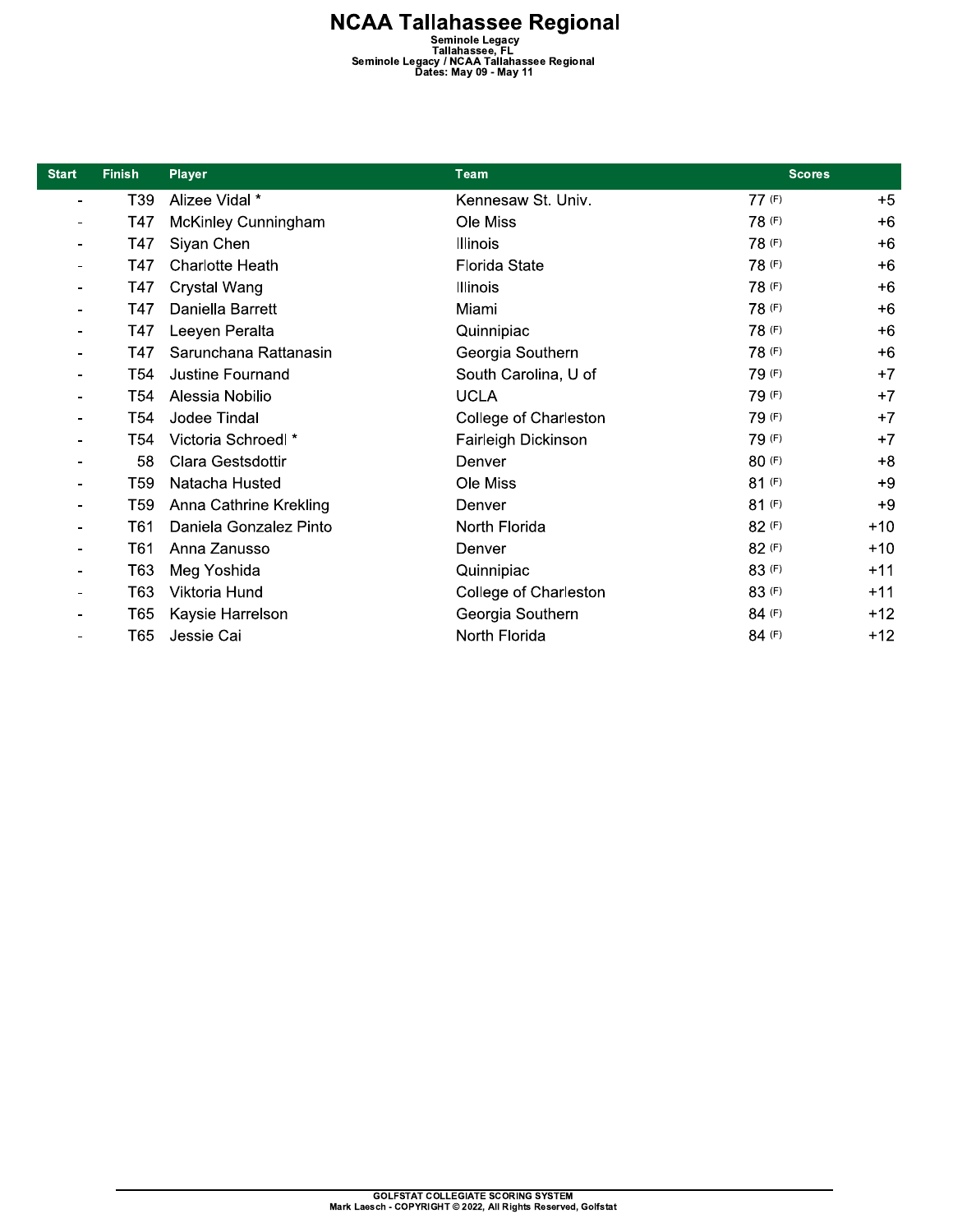# NCAA Tallahassee Regional

Seminole Legacy
Tallahassee, FL
Seminole Legacy / NCAA Tallahassee Regional
Dates: May 09 - May 11

| Start | Finish | Player | Team | Scores | |
|---|---|---|---|---|---|
| - | T39 | Alizee Vidal * | Kennesaw St. Univ. | 77 (F) | +5 |
| - | T47 | McKinley Cunningham | Ole Miss | 78 (F) | +6 |
| - | T47 | Siyan Chen | Illinois | 78 (F) | +6 |
| - | T47 | Charlotte Heath | Florida State | 78 (F) | +6 |
| - | T47 | Crystal Wang | Illinois | 78 (F) | +6 |
| - | T47 | Daniella Barrett | Miami | 78 (F) | +6 |
| - | T47 | Leeyen Peralta | Quinnipiac | 78 (F) | +6 |
| - | T47 | Sarunchana Rattanasin | Georgia Southern | 78 (F) | +6 |
| - | T54 | Justine Fournand | South Carolina, U of | 79 (F) | +7 |
| - | T54 | Alessia Nobilio | UCLA | 79 (F) | +7 |
| - | T54 | Jodee Tindal | College of Charleston | 79 (F) | +7 |
| - | T54 | Victoria Schroedl * | Fairleigh Dickinson | 79 (F) | +7 |
| - | 58 | Clara Gestsdottir | Denver | 80 (F) | +8 |
| - | T59 | Natacha Husted | Ole Miss | 81 (F) | +9 |
| - | T59 | Anna Cathrine Krekling | Denver | 81 (F) | +9 |
| - | T61 | Daniela Gonzalez Pinto | North Florida | 82 (F) | +10 |
| - | T61 | Anna Zanusso | Denver | 82 (F) | +10 |
| - | T63 | Meg Yoshida | Quinnipiac | 83 (F) | +11 |
| - | T63 | Viktoria Hund | College of Charleston | 83 (F) | +11 |
| - | T65 | Kaysie Harrelson | Georgia Southern | 84 (F) | +12 |
| - | T65 | Jessie Cai | North Florida | 84 (F) | +12 |

GOLFSTAT COLLEGIATE SCORING SYSTEM
Mark Laesch - COPYRIGHT © 2022, All Rights Reserved, Golfstat